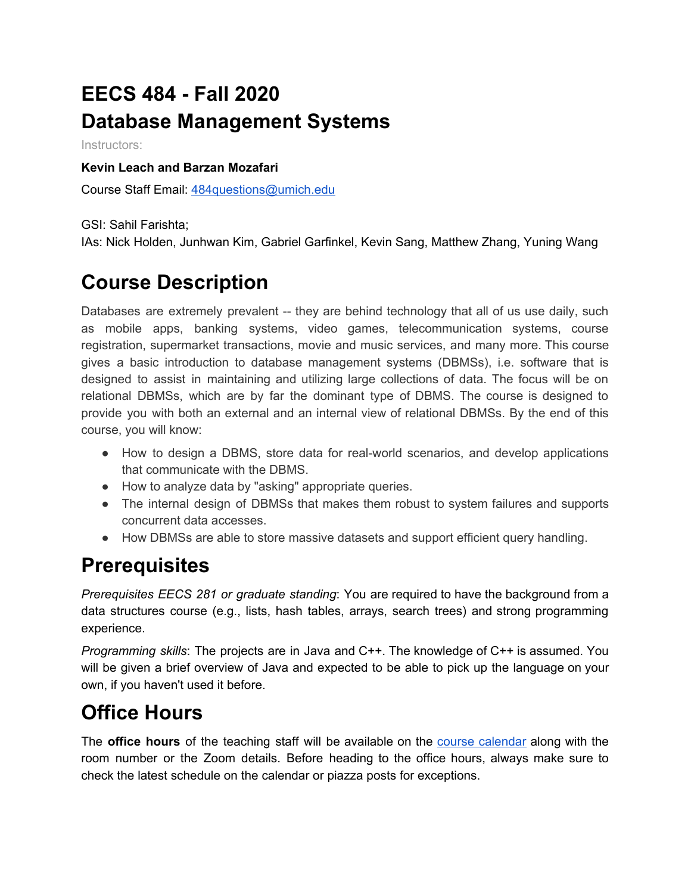# EECS 484 - Fall 2020
# Database Management Systems

Instructors:

**Kevin Leach and Barzan Mozafari**

Course Staff Email: [484questions@umich.edu](mailto:484questions@umich.edu)

GSI: Sahil Farishta;
IAs: Nick Holden, Junhwan Kim, Gabriel Garfinkel, Kevin Sang, Matthew Zhang, Yuning Wang

# Course Description

Databases are extremely prevalent -- they are behind technology that all of us use daily, such as mobile apps, banking systems, video games, telecommunication systems, course registration, supermarket transactions, movie and music services, and many more. This course gives a basic introduction to database management systems (DBMSs), i.e. software that is designed to assist in maintaining and utilizing large collections of data. The focus will be on relational DBMSs, which are by far the dominant type of DBMS. The course is designed to provide you with both an external and an internal view of relational DBMSs. By the end of this course, you will know:

- How to design a DBMS, store data for real-world scenarios, and develop applications that communicate with the DBMS.
- How to analyze data by "asking" appropriate queries.
- The internal design of DBMSs that makes them robust to system failures and supports concurrent data accesses.
- How DBMSs are able to store massive datasets and support efficient query handling.

# Prerequisites

*Prerequisites EECS 281 or graduate standing*: You are required to have the background from a data structures course (e.g., lists, hash tables, arrays, search trees) and strong programming experience.

*Programming skills*: The projects are in Java and C++. The knowledge of C++ is assumed. You will be given a brief overview of Java and expected to be able to pick up the language on your own, if you haven't used it before.

# Office Hours

The **office hours** of the teaching staff will be available on the [course calendar](#) along with the room number or the Zoom details. Before heading to the office hours, always make sure to check the latest schedule on the calendar or piazza posts for exceptions.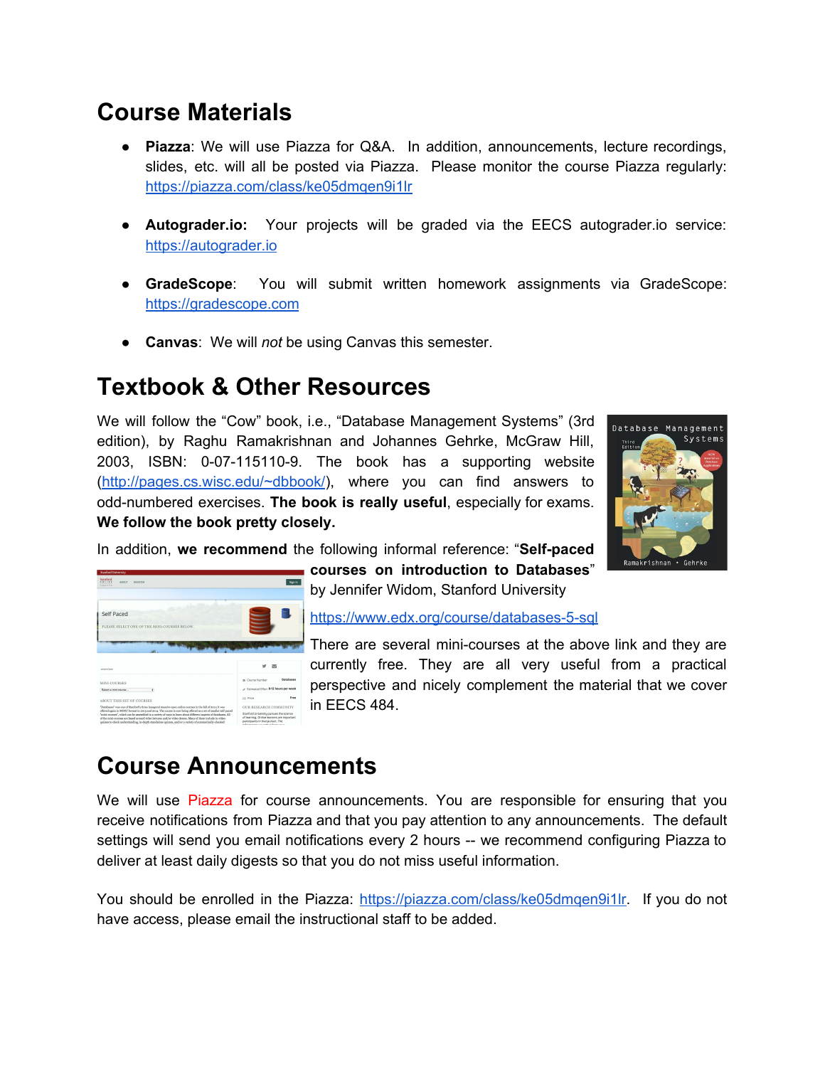## Course Materials

- **Piazza**: We will use Piazza for Q&A. In addition, announcements, lecture recordings, slides, etc. will all be posted via Piazza. Please monitor the course Piazza regularly: https://piazza.com/class/ke05dmqen9i1lr

- **Autograder.io**: Your projects will be graded via the EECS autograder.io service: https://autograder.io

- **GradeScope**: You will submit written homework assignments via GradeScope: https://gradescope.com

- **Canvas**: We will *not* be using Canvas this semester.

## Textbook & Other Resources

We will follow the "Cow" book, i.e., "Database Management Systems" (3rd edition), by Raghu Ramakrishnan and Johannes Gehrke, McGraw Hill, 2003, ISBN: 0-07-115110-9. The book has a supporting website (http://pages.cs.wisc.edu/~dbbook/), where you can find answers to odd-numbered exercises. **The book is really useful**, especially for exams. **We follow the book pretty closely.**

In addition, **we recommend** the following informal reference: "**Self-paced courses on introduction to Databases**" by Jennifer Widom, Stanford University

https://www.edx.org/course/databases-5-sql

There are several mini-courses at the above link and they are currently free. They are all very useful from a practical perspective and nicely complement the material that we cover in EECS 484.

## Course Announcements

We will use Piazza for course announcements. You are responsible for ensuring that you receive notifications from Piazza and that you pay attention to any announcements. The default settings will send you email notifications every 2 hours -- we recommend configuring Piazza to deliver at least daily digests so that you do not miss useful information.

You should be enrolled in the Piazza: https://piazza.com/class/ke05dmqen9i1lr. If you do not have access, please email the instructional staff to be added.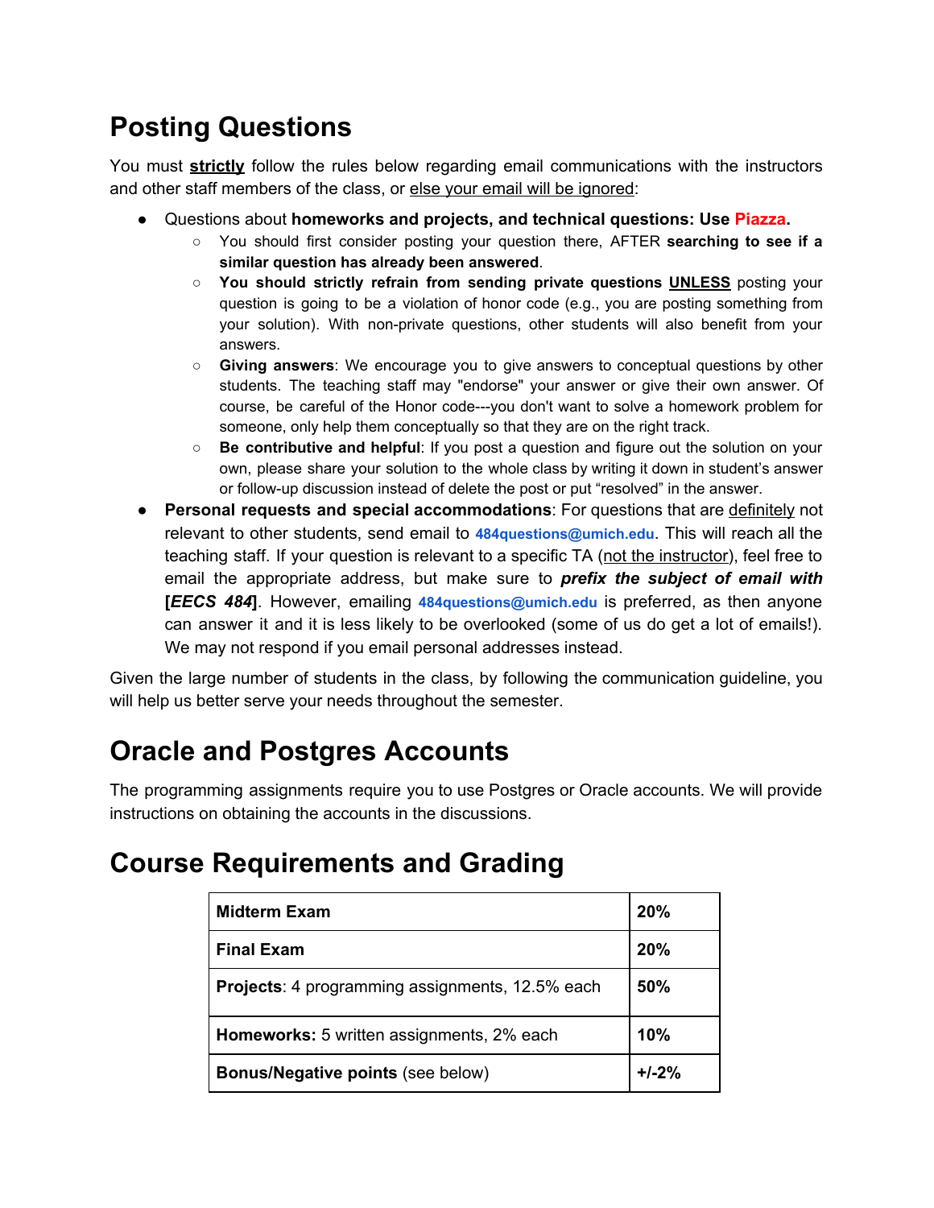## Posting Questions

You must **strictly** follow the rules below regarding email communications with the instructors and other staff members of the class, or else your email will be ignored:

- Questions about **homeworks and projects, and technical questions: Use Piazza.**
  - You should first consider posting your question there, AFTER **searching to see if a similar question has already been answered**.
  - **You should strictly refrain from sending private questions UNLESS** posting your question is going to be a violation of honor code (e.g., you are posting something from your solution). With non-private questions, other students will also benefit from your answers.
  - **Giving answers**: We encourage you to give answers to conceptual questions by other students. The teaching staff may "endorse" your answer or give their own answer. Of course, be careful of the Honor code---you don't want to solve a homework problem for someone, only help them conceptually so that they are on the right track.
  - **Be contributive and helpful**: If you post a question and figure out the solution on your own, please share your solution to the whole class by writing it down in student's answer or follow-up discussion instead of delete the post or put "resolved" in the answer.
- **Personal requests and special accommodations**: For questions that are definitely not relevant to other students, send email to **484questions@umich.edu**. This will reach all the teaching staff. If your question is relevant to a specific TA (not the instructor), feel free to email the appropriate address, but make sure to ***prefix the subject of email with*** **[*EECS 484*]**. However, emailing **484questions@umich.edu** is preferred, as then anyone can answer it and it is less likely to be overlooked (some of us do get a lot of emails!). We may not respond if you email personal addresses instead.

Given the large number of students in the class, by following the communication guideline, you will help us better serve your needs throughout the semester.

## Oracle and Postgres Accounts

The programming assignments require you to use Postgres or Oracle accounts. We will provide instructions on obtaining the accounts in the discussions.

## Course Requirements and Grading

| | |
|---|---|
| **Midterm Exam** | **20%** |
| **Final Exam** | **20%** |
| **Projects**: 4 programming assignments, 12.5% each | **50%** |
| **Homeworks:** 5 written assignments, 2% each | **10%** |
| **Bonus/Negative points** (see below) | **+/-2%** |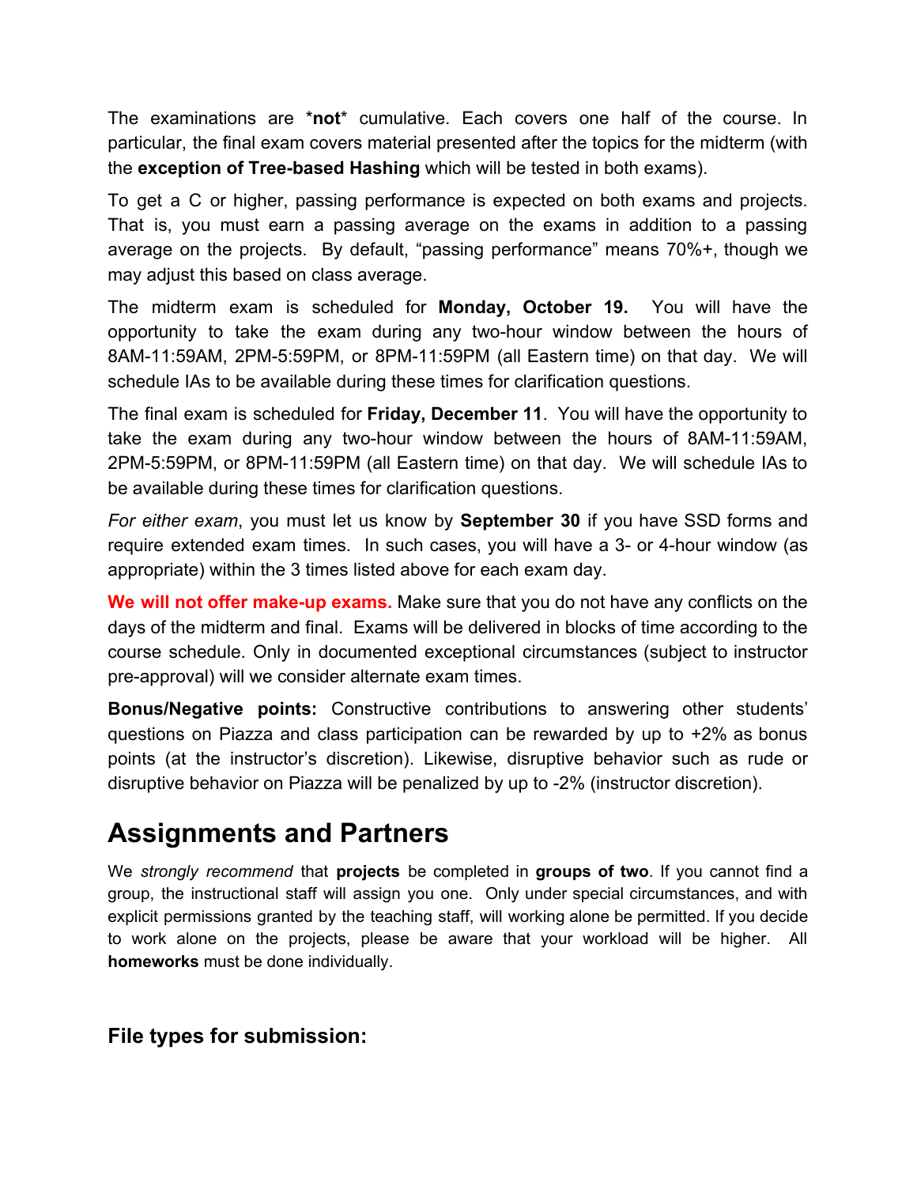The examinations are *not* cumulative. Each covers one half of the course. In particular, the final exam covers material presented after the topics for the midterm (with the **exception of Tree-based Hashing** which will be tested in both exams).

To get a C or higher, passing performance is expected on both exams and projects. That is, you must earn a passing average on the exams in addition to a passing average on the projects. By default, "passing performance" means 70%+, though we may adjust this based on class average.

The midterm exam is scheduled for **Monday, October 19.** You will have the opportunity to take the exam during any two-hour window between the hours of 8AM-11:59AM, 2PM-5:59PM, or 8PM-11:59PM (all Eastern time) on that day. We will schedule IAs to be available during these times for clarification questions.

The final exam is scheduled for **Friday, December 11**. You will have the opportunity to take the exam during any two-hour window between the hours of 8AM-11:59AM, 2PM-5:59PM, or 8PM-11:59PM (all Eastern time) on that day. We will schedule IAs to be available during these times for clarification questions.

*For either exam*, you must let us know by **September 30** if you have SSD forms and require extended exam times. In such cases, you will have a 3- or 4-hour window (as appropriate) within the 3 times listed above for each exam day.

**We will not offer make-up exams.** Make sure that you do not have any conflicts on the days of the midterm and final. Exams will be delivered in blocks of time according to the course schedule. Only in documented exceptional circumstances (subject to instructor pre-approval) will we consider alternate exam times.

**Bonus/Negative points:** Constructive contributions to answering other students' questions on Piazza and class participation can be rewarded by up to +2% as bonus points (at the instructor's discretion). Likewise, disruptive behavior such as rude or disruptive behavior on Piazza will be penalized by up to -2% (instructor discretion).

# Assignments and Partners

We *strongly recommend* that **projects** be completed in **groups of two**. If you cannot find a group, the instructional staff will assign you one. Only under special circumstances, and with explicit permissions granted by the teaching staff, will working alone be permitted. If you decide to work alone on the projects, please be aware that your workload will be higher. All **homeworks** must be done individually.

### File types for submission: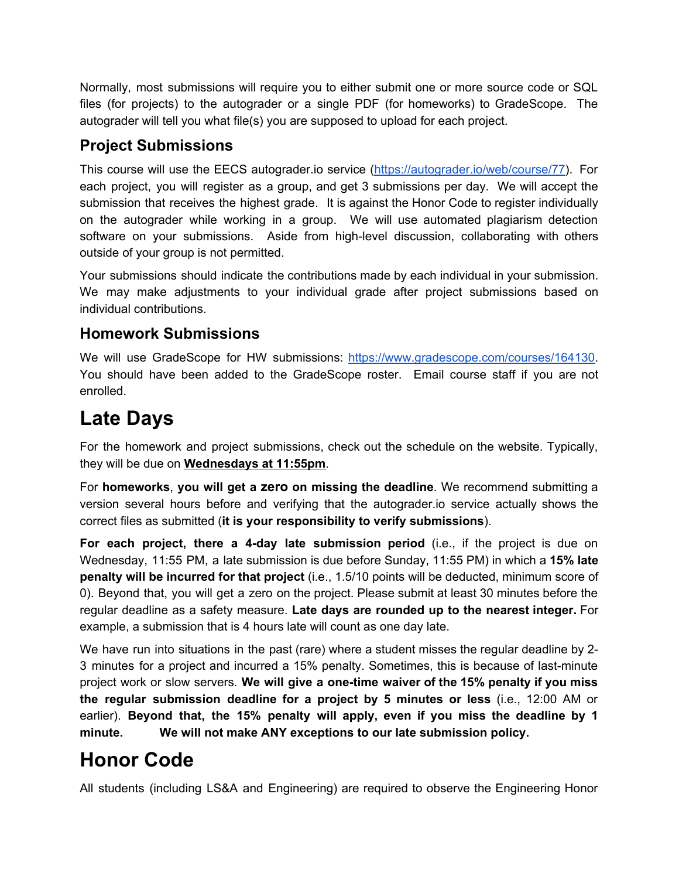Normally, most submissions will require you to either submit one or more source code or SQL files (for projects) to the autograder or a single PDF (for homeworks) to GradeScope. The autograder will tell you what file(s) you are supposed to upload for each project.

### Project Submissions

This course will use the EECS autograder.io service ([https://autograder.io/web/course/77](https://autograder.io/web/course/77)). For each project, you will register as a group, and get 3 submissions per day. We will accept the submission that receives the highest grade. It is against the Honor Code to register individually on the autograder while working in a group. We will use automated plagiarism detection software on your submissions. Aside from high-level discussion, collaborating with others outside of your group is not permitted.

Your submissions should indicate the contributions made by each individual in your submission. We may make adjustments to your individual grade after project submissions based on individual contributions.

### Homework Submissions

We will use GradeScope for HW submissions: [https://www.gradescope.com/courses/164130](https://www.gradescope.com/courses/164130). You should have been added to the GradeScope roster. Email course staff if you are not enrolled.

## Late Days

For the homework and project submissions, check out the schedule on the website. Typically, they will be due on **<u>Wednesdays at 11:55pm</u>**.

For **homeworks**, **you will get a zero on missing the deadline**. We recommend submitting a version several hours before and verifying that the autograder.io service actually shows the correct files as submitted (**it is your responsibility to verify submissions**).

**For each project, there a 4-day late submission period** (i.e., if the project is due on Wednesday, 11:55 PM, a late submission is due before Sunday, 11:55 PM) in which a **15% late penalty will be incurred for that project** (i.e., 1.5/10 points will be deducted, minimum score of 0). Beyond that, you will get a zero on the project. Please submit at least 30 minutes before the regular deadline as a safety measure. **Late days are rounded up to the nearest integer.** For example, a submission that is 4 hours late will count as one day late.

We have run into situations in the past (rare) where a student misses the regular deadline by 2-3 minutes for a project and incurred a 15% penalty. Sometimes, this is because of last-minute project work or slow servers. **We will give a one-time waiver of the 15% penalty if you miss the regular submission deadline for a project by 5 minutes or less** (i.e., 12:00 AM or earlier). **Beyond that, the 15% penalty will apply, even if you miss the deadline by 1 minute. We will not make ANY exceptions to our late submission policy.**

## Honor Code

All students (including LS&A and Engineering) are required to observe the Engineering Honor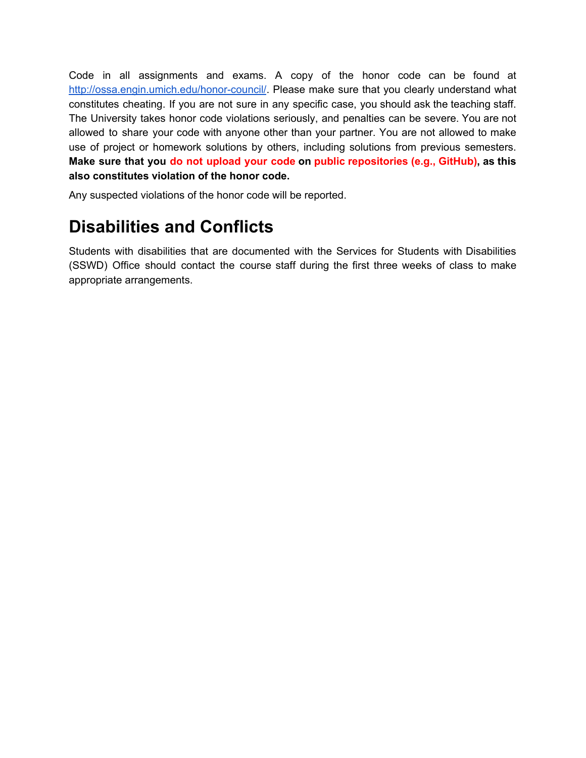Code in all assignments and exams. A copy of the honor code can be found at [http://ossa.engin.umich.edu/honor-council/](http://ossa.engin.umich.edu/honor-council/). Please make sure that you clearly understand what constitutes cheating. If you are not sure in any specific case, you should ask the teaching staff. The University takes honor code violations seriously, and penalties can be severe. You are not allowed to share your code with anyone other than your partner. You are not allowed to make use of project or homework solutions by others, including solutions from previous semesters. **Make sure that you do not upload your code on public repositories (e.g., GitHub), as this also constitutes violation of the honor code.**

Any suspected violations of the honor code will be reported.

# Disabilities and Conflicts

Students with disabilities that are documented with the Services for Students with Disabilities (SSWD) Office should contact the course staff during the first three weeks of class to make appropriate arrangements.